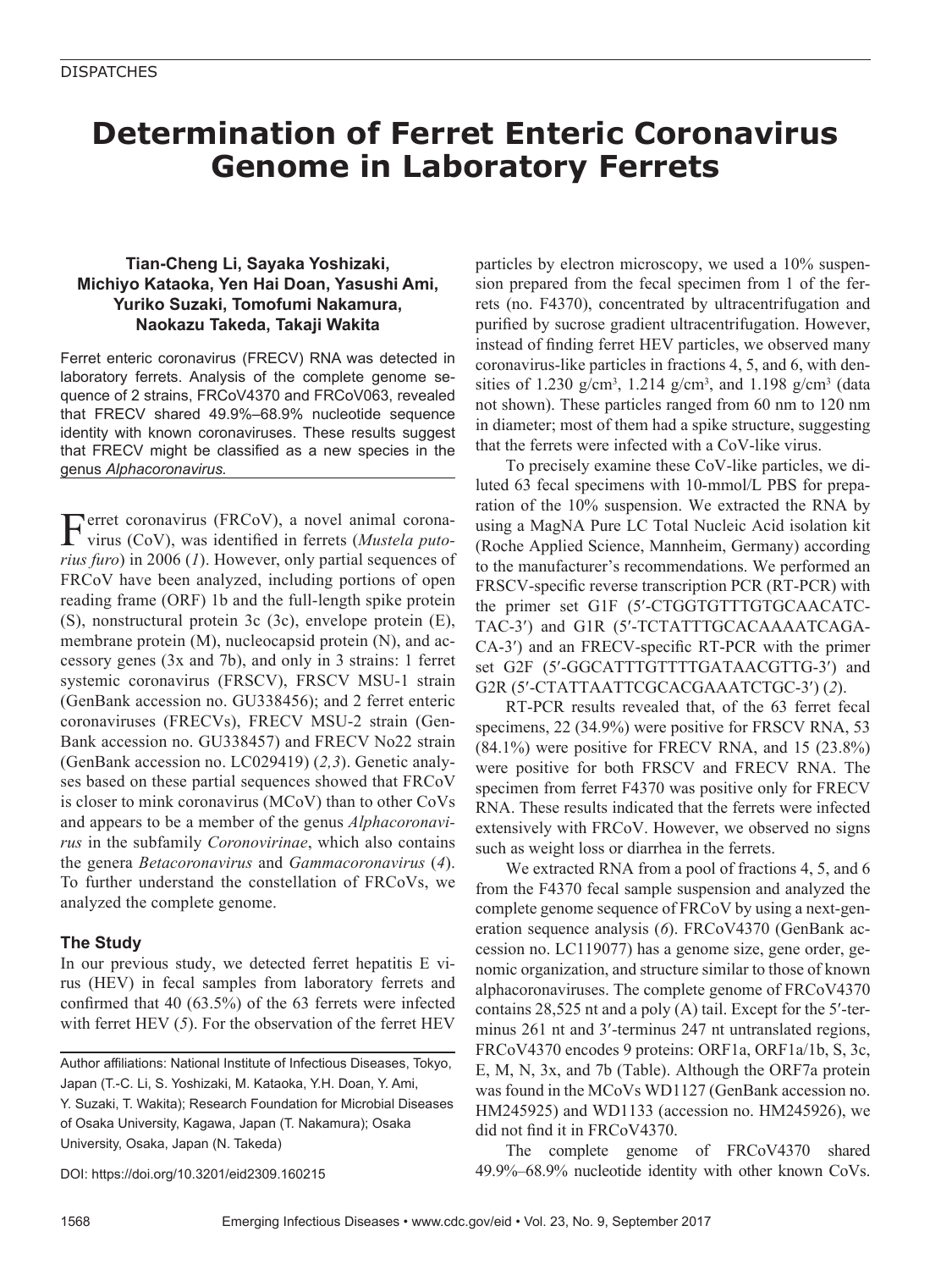DISPATCHES

# Determination of Ferret Enteric Coronavirus Genome in Laboratory Ferrets

**Tian-Cheng Li, Sayaka Yoshizaki, Michiyo Kataoka, Yen Hai Doan, Yasushi Ami, Yuriko Suzaki, Tomofumi Nakamura, Naokazu Takeda, Takaji Wakita**

Ferret enteric coronavirus (FRECV) RNA was detected in laboratory ferrets. Analysis of the complete genome sequence of 2 strains, FRCoV4370 and FRCoV063, revealed that FRECV shared 49.9%–68.9% nucleotide sequence identity with known coronaviruses. These results suggest that FRECV might be classified as a new species in the genus *Alphacoronavirus.*

Ferret coronavirus (FRCoV), a novel animal coronavirus (CoV), was identified in ferrets (*Mustela putorius furo*) in 2006 (*1*). However, only partial sequences of FRCoV have been analyzed, including portions of open reading frame (ORF) 1b and the full-length spike protein (S), nonstructural protein 3c (3c), envelope protein (E), membrane protein (M), nucleocapsid protein (N), and accessory genes (3x and 7b), and only in 3 strains: 1 ferret systemic coronavirus (FRSCV), FRSCV MSU-1 strain (GenBank accession no. GU338456); and 2 ferret enteric coronaviruses (FRECVs), FRECV MSU-2 strain (GenBank accession no. GU338457) and FRECV No22 strain (GenBank accession no. LC029419) (*2,3*). Genetic analyses based on these partial sequences showed that FRCoV is closer to mink coronavirus (MCoV) than to other CoVs and appears to be a member of the genus *Alphacoronavirus* in the subfamily *Coronovirinae*, which also contains the genera *Betacoronavirus* and *Gammacoronavirus* (*4*). To further understand the constellation of FRCoVs, we analyzed the complete genome.

## The Study

In our previous study, we detected ferret hepatitis E virus (HEV) in fecal samples from laboratory ferrets and confirmed that 40 (63.5%) of the 63 ferrets were infected with ferret HEV (*5*). For the observation of the ferret HEV particles by electron microscopy, we used a 10% suspension prepared from the fecal specimen from 1 of the ferrets (no. F4370), concentrated by ultracentrifugation and purified by sucrose gradient ultracentrifugation. However, instead of finding ferret HEV particles, we observed many coronavirus-like particles in fractions 4, 5, and 6, with densities of 1.230 g/cm$^3$, 1.214 g/cm$^3$, and 1.198 g/cm$^3$ (data not shown). These particles ranged from 60 nm to 120 nm in diameter; most of them had a spike structure, suggesting that the ferrets were infected with a CoV-like virus.

To precisely examine these CoV-like particles, we diluted 63 fecal specimens with 10-mmol/L PBS for preparation of the 10% suspension. We extracted the RNA by using a MagNA Pure LC Total Nucleic Acid isolation kit (Roche Applied Science, Mannheim, Germany) according to the manufacturer's recommendations. We performed an FRSCV-specific reverse transcription PCR (RT-PCR) with the primer set G1F (5′-CTGGTGTTTGTGCAACATC-TAC-3′) and G1R (5′-TCTATTTGCACAAAATCAGA-CA-3′) and an FRECV-specific RT-PCR with the primer set G2F (5′-GGCATTTGTTTTGATAACGTTG-3′) and G2R (5′-CTATTAATTCGCACGAAATCTGC-3′) (*2*).

RT-PCR results revealed that, of the 63 ferret fecal specimens, 22 (34.9%) were positive for FRSCV RNA, 53 (84.1%) were positive for FRECV RNA, and 15 (23.8%) were positive for both FRSCV and FRECV RNA. The specimen from ferret F4370 was positive only for FRECV RNA. These results indicated that the ferrets were infected extensively with FRCoV. However, we observed no signs such as weight loss or diarrhea in the ferrets.

We extracted RNA from a pool of fractions 4, 5, and 6 from the F4370 fecal sample suspension and analyzed the complete genome sequence of FRCoV by using a next-generation sequence analysis (*6*). FRCoV4370 (GenBank accession no. LC119077) has a genome size, gene order, genomic organization, and structure similar to those of known alphacoronaviruses. The complete genome of FRCoV4370 contains 28,525 nt and a poly (A) tail. Except for the 5′-terminus 261 nt and 3′-terminus 247 nt untranslated regions, FRCoV4370 encodes 9 proteins: ORF1a, ORF1a/1b, S, 3c, E, M, N, 3x, and 7b (Table). Although the ORF7a protein was found in the MCoVs WD1127 (GenBank accession no. HM245925) and WD1133 (accession no. HM245926), we did not find it in FRCoV4370.

The complete genome of FRCoV4370 shared 49.9%–68.9% nucleotide identity with other known CoVs.

Author affiliations: National Institute of Infectious Diseases, Tokyo, Japan (T.-C. Li, S. Yoshizaki, M. Kataoka, Y.H. Doan, Y. Ami, Y. Suzaki, T. Wakita); Research Foundation for Microbial Diseases of Osaka University, Kagawa, Japan (T. Nakamura); Osaka University, Osaka, Japan (N. Takeda)

DOI: https://doi.org/10.3201/eid2309.160215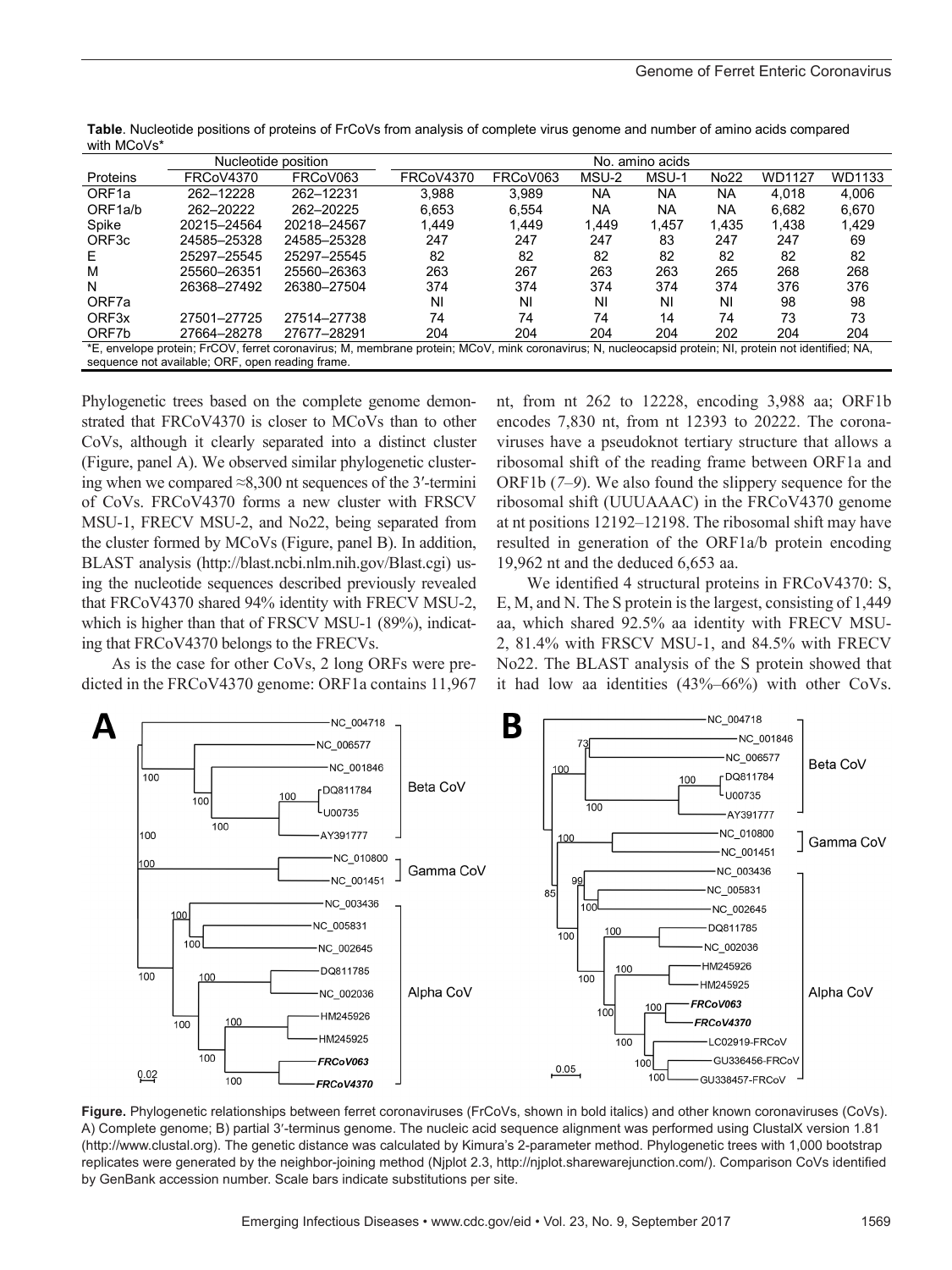**Table**. Nucleotide positions of proteins of FrCoVs from analysis of complete virus genome and number of amino acids compared with MCoVs*

| Proteins | Nucleotide position | | No. amino acids | | | | | | |
|---|---|---|---|---|---|---|---|---|---|
| | FRCoV4370 | FRCoV063 | FRCoV4370 | FRCoV063 | MSU-2 | MSU-1 | No22 | WD1127 | WD1133 |
| ORF1a | 262–12228 | 262–12231 | 3,988 | 3,989 | NA | NA | NA | 4,018 | 4,006 |
| ORF1a/b | 262–20222 | 262–20225 | 6,653 | 6,554 | NA | NA | NA | 6,682 | 6,670 |
| Spike | 20215–24564 | 20218–24567 | 1,449 | 1,449 | 1,449 | 1,457 | 1,435 | 1,438 | 1,429 |
| ORF3c | 24585–25328 | 24585–25328 | 247 | 247 | 247 | 83 | 247 | 247 | 69 |
| E | 25297–25545 | 25297–25545 | 82 | 82 | 82 | 82 | 82 | 82 | 82 |
| M | 25560–26351 | 25560–26363 | 263 | 267 | 263 | 263 | 265 | 268 | 268 |
| N | 26368–27492 | 26380–27504 | 374 | 374 | 374 | 374 | 374 | 376 | 376 |
| ORF7a | | | NI | NI | NI | NI | NI | 98 | 98 |
| ORF3x | 27501–27725 | 27514–27738 | 74 | 74 | 74 | 14 | 74 | 73 | 73 |
| ORF7b | 27664–28278 | 27677–28291 | 204 | 204 | 204 | 204 | 202 | 204 | 204 |

*E, envelope protein; FrCOV, ferret coronavirus; M, membrane protein; MCoV, mink coronavirus; N, nucleocapsid protein; NI, protein not identified; NA, sequence not available; ORF, open reading frame.

Phylogenetic trees based on the complete genome demonstrated that FRCoV4370 is closer to MCoVs than to other CoVs, although it clearly separated into a distinct cluster (Figure, panel A). We observed similar phylogenetic clustering when we compared ≈8,300 nt sequences of the 3′-termini of CoVs. FRCoV4370 forms a new cluster with FRSCV MSU-1, FRECV MSU-2, and No22, being separated from the cluster formed by MCoVs (Figure, panel B). In addition, BLAST analysis (http://blast.ncbi.nlm.nih.gov/Blast.cgi) using the nucleotide sequences described previously revealed that FRCoV4370 shared 94% identity with FRECV MSU-2, which is higher than that of FRSCV MSU-1 (89%), indicating that FRCoV4370 belongs to the FRECVs.

As is the case for other CoVs, 2 long ORFs were predicted in the FRCoV4370 genome: ORF1a contains 11,967 nt, from nt 262 to 12228, encoding 3,988 aa; ORF1b encodes 7,830 nt, from nt 12393 to 20222. The coronaviruses have a pseudoknot tertiary structure that allows a ribosomal shift of the reading frame between ORF1a and ORF1b (7–9). We also found the slippery sequence for the ribosomal shift (UUUAAAC) in the FRCoV4370 genome at nt positions 12192–12198. The ribosomal shift may have resulted in generation of the ORF1a/b protein encoding 19,962 nt and the deduced 6,653 aa.

We identified 4 structural proteins in FRCoV4370: S, E, M, and N. The S protein is the largest, consisting of 1,449 aa, which shared 92.5% aa identity with FRECV MSU-2, 81.4% with FRSCV MSU-1, and 84.5% with FRECV No22. The BLAST analysis of the S protein showed that it had low aa identities (43%–66%) with other CoVs.

**Figure.** Phylogenetic relationships between ferret coronaviruses (FrCoVs, shown in bold italics) and other known coronaviruses (CoVs). A) Complete genome; B) partial 3′-terminus genome. The nucleic acid sequence alignment was performed using ClustalX version 1.81 (http://www.clustal.org). The genetic distance was calculated by Kimura's 2-parameter method. Phylogenetic trees with 1,000 bootstrap replicates were generated by the neighbor-joining method (Njplot 2.3, http://njplot.sharewarejunction.com/). Comparison CoVs identified by GenBank accession number. Scale bars indicate substitutions per site.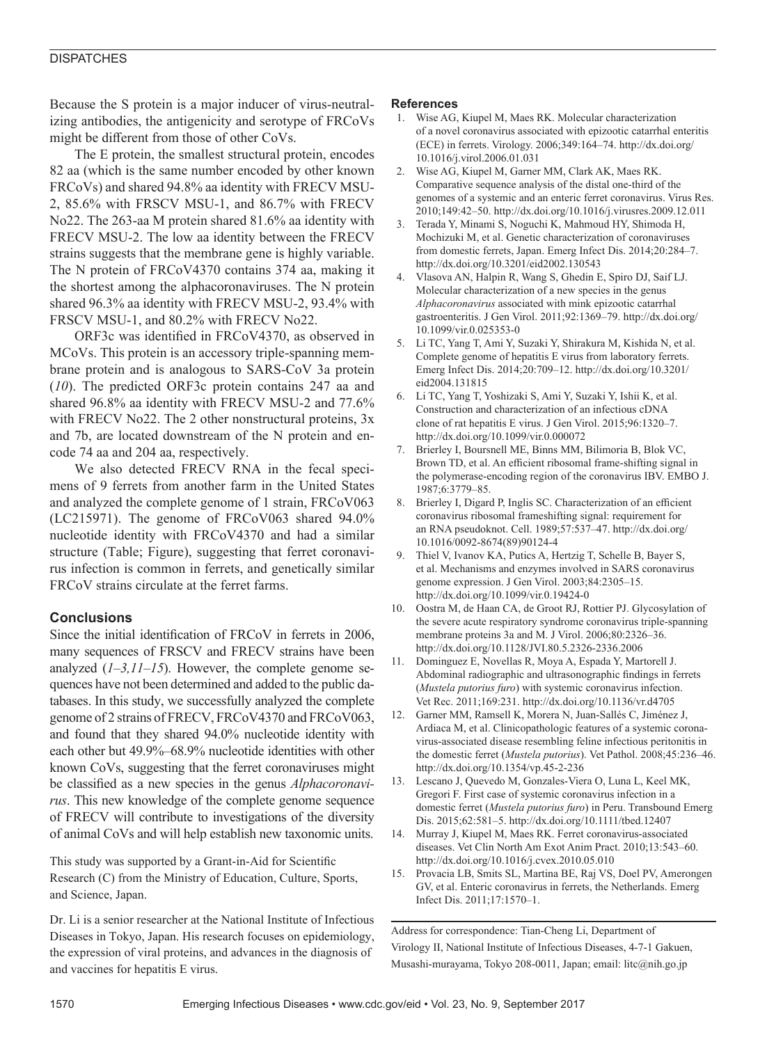Because the S protein is a major inducer of virus-neutralizing antibodies, the antigenicity and serotype of FRCoVs might be different from those of other CoVs.

The E protein, the smallest structural protein, encodes 82 aa (which is the same number encoded by other known FRCoVs) and shared 94.8% aa identity with FRECV MSU-2, 85.6% with FRSCV MSU-1, and 86.7% with FRECV No22. The 263-aa M protein shared 81.6% aa identity with FRECV MSU-2. The low aa identity between the FRECV strains suggests that the membrane gene is highly variable. The N protein of FRCoV4370 contains 374 aa, making it the shortest among the alphacoronaviruses. The N protein shared 96.3% aa identity with FRECV MSU-2, 93.4% with FRSCV MSU-1, and 80.2% with FRECV No22.

ORF3c was identified in FRCoV4370, as observed in MCoVs. This protein is an accessory triple-spanning membrane protein and is analogous to SARS-CoV 3a protein (*10*). The predicted ORF3c protein contains 247 aa and shared 96.8% aa identity with FRECV MSU-2 and 77.6% with FRECV No22. The 2 other nonstructural proteins, 3x and 7b, are located downstream of the N protein and encode 74 aa and 204 aa, respectively.

We also detected FRECV RNA in the fecal specimens of 9 ferrets from another farm in the United States and analyzed the complete genome of 1 strain, FRCoV063 (LC215971). The genome of FRCoV063 shared 94.0% nucleotide identity with FRCoV4370 and had a similar structure (Table; Figure), suggesting that ferret coronavirus infection is common in ferrets, and genetically similar FRCoV strains circulate at the ferret farms.

## Conclusions

Since the initial identification of FRCoV in ferrets in 2006, many sequences of FRSCV and FRECV strains have been analyzed (*1–3,11–15*). However, the complete genome sequences have not been determined and added to the public databases. In this study, we successfully analyzed the complete genome of 2 strains of FRECV, FRCoV4370 and FRCoV063, and found that they shared 94.0% nucleotide identity with each other but 49.9%–68.9% nucleotide identities with other known CoVs, suggesting that the ferret coronaviruses might be classified as a new species in the genus *Alphacoronavirus*. This new knowledge of the complete genome sequence of FRECV will contribute to investigations of the diversity of animal CoVs and will help establish new taxonomic units.

This study was supported by a Grant-in-Aid for Scientific Research (C) from the Ministry of Education, Culture, Sports, and Science, Japan.

Dr. Li is a senior researcher at the National Institute of Infectious Diseases in Tokyo, Japan. His research focuses on epidemiology, the expression of viral proteins, and advances in the diagnosis of and vaccines for hepatitis E virus.

## References

1. Wise AG, Kiupel M, Maes RK. Molecular characterization of a novel coronavirus associated with epizootic catarrhal enteritis (ECE) in ferrets. Virology. 2006;349:164–74. http://dx.doi.org/10.1016/j.virol.2006.01.031
2. Wise AG, Kiupel M, Garner MM, Clark AK, Maes RK. Comparative sequence analysis of the distal one-third of the genomes of a systemic and an enteric ferret coronavirus. Virus Res. 2010;149:42–50. http://dx.doi.org/10.1016/j.virusres.2009.12.011
3. Terada Y, Minami S, Noguchi K, Mahmoud HY, Shimoda H, Mochizuki M, et al. Genetic characterization of coronaviruses from domestic ferrets, Japan. Emerg Infect Dis. 2014;20:284–7. http://dx.doi.org/10.3201/eid2002.130543
4. Vlasova AN, Halpin R, Wang S, Ghedin E, Spiro DJ, Saif LJ. Molecular characterization of a new species in the genus *Alphacoronavirus* associated with mink epizootic catarrhal gastroenteritis. J Gen Virol. 2011;92:1369–79. http://dx.doi.org/10.1099/vir.0.025353-0
5. Li TC, Yang T, Ami Y, Suzaki Y, Shirakura M, Kishida N, et al. Complete genome of hepatitis E virus from laboratory ferrets. Emerg Infect Dis. 2014;20:709–12. http://dx.doi.org/10.3201/eid2004.131815
6. Li TC, Yang T, Yoshizaki S, Ami Y, Suzaki Y, Ishii K, et al. Construction and characterization of an infectious cDNA clone of rat hepatitis E virus. J Gen Virol. 2015;96:1320–7. http://dx.doi.org/10.1099/vir.0.000072
7. Brierley I, Boursnell ME, Binns MM, Bilimoria B, Blok VC, Brown TD, et al. An efficient ribosomal frame-shifting signal in the polymerase-encoding region of the coronavirus IBV. EMBO J. 1987;6:3779–85.
8. Brierley I, Digard P, Inglis SC. Characterization of an efficient coronavirus ribosomal frameshifting signal: requirement for an RNA pseudoknot. Cell. 1989;57:537–47. http://dx.doi.org/10.1016/0092-8674(89)90124-4
9. Thiel V, Ivanov KA, Putics A, Hertzig T, Schelle B, Bayer S, et al. Mechanisms and enzymes involved in SARS coronavirus genome expression. J Gen Virol. 2003;84:2305–15. http://dx.doi.org/10.1099/vir.0.19424-0
10. Oostra M, de Haan CA, de Groot RJ, Rottier PJ. Glycosylation of the severe acute respiratory syndrome coronavirus triple-spanning membrane proteins 3a and M. J Virol. 2006;80:2326–36. http://dx.doi.org/10.1128/JVI.80.5.2326-2336.2006
11. Dominguez E, Novellas R, Moya A, Espada Y, Martorell J. Abdominal radiographic and ultrasonographic findings in ferrets (*Mustela putorius furo*) with systemic coronavirus infection. Vet Rec. 2011;169:231. http://dx.doi.org/10.1136/vr.d4705
12. Garner MM, Ramsell K, Morera N, Juan-Sallés C, Jiménez J, Ardiaca M, et al. Clinicopathologic features of a systemic coronavirus-associated disease resembling feline infectious peritonitis in the domestic ferret (*Mustela putorius*). Vet Pathol. 2008;45:236–46. http://dx.doi.org/10.1354/vp.45-2-236
13. Lescano J, Quevedo M, Gonzales-Viera O, Luna L, Keel MK, Gregori F. First case of systemic coronavirus infection in a domestic ferret (*Mustela putorius furo*) in Peru. Transbound Emerg Dis. 2015;62:581–5. http://dx.doi.org/10.1111/tbed.12407
14. Murray J, Kiupel M, Maes RK. Ferret coronavirus-associated diseases. Vet Clin North Am Exot Anim Pract. 2010;13:543–60. http://dx.doi.org/10.1016/j.cvex.2010.05.010
15. Provacia LB, Smits SL, Martina BE, Raj VS, Doel PV, Amerongen GV, et al. Enteric coronavirus in ferrets, the Netherlands. Emerg Infect Dis. 2011;17:1570–1.

Address for correspondence: Tian-Cheng Li, Department of Virology II, National Institute of Infectious Diseases, 4-7-1 Gakuen, Musashi-murayama, Tokyo 208-0011, Japan; email: litc@nih.go.jp